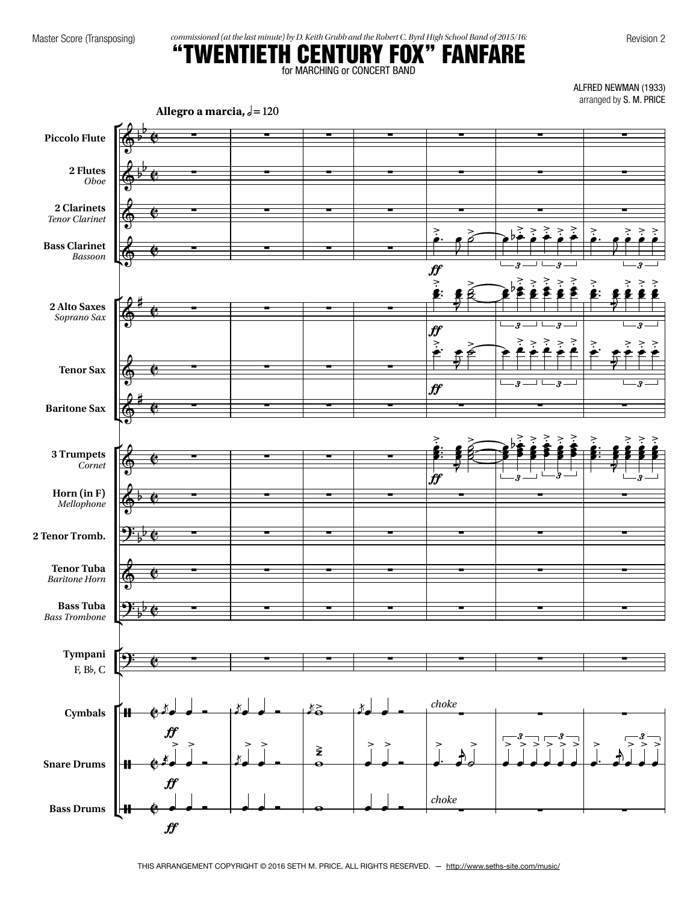Master Score (Transposing)

*commissioned (at the last minute) by D. Keith Grubb and the Robert C. Byrd High School Band of 2015/16:*

Revision 2

# "TWENTIETH CENTURY FOX" FANFARE

for MARCHING or CONCERT BAND

ALFRED NEWMAN (1933)
arranged by S. M. PRICE

**Allegro a marcia,** 𝅗𝅥 = 120

Piccolo Flute
2 Flutes *Oboe*
2 Clarinets *Tenor Clarinet*
Bass Clarinet *Bassoon*
2 Alto Saxes *Soprano Sax*
Tenor Sax
Baritone Sax
3 Trumpets *Cornet*
Horn (in F) *Mellophone*
2 Tenor Tromb.
Tenor Tuba *Baritone Horn*
Bass Tuba *Bass Trombone*
Tympani F, B♭, C
Cymbals
Snare Drums
Bass Drums

THIS ARRANGEMENT COPYRIGHT © 2016 SETH M. PRICE, ALL RIGHTS RESERVED. — http://www.seths-site.com/music/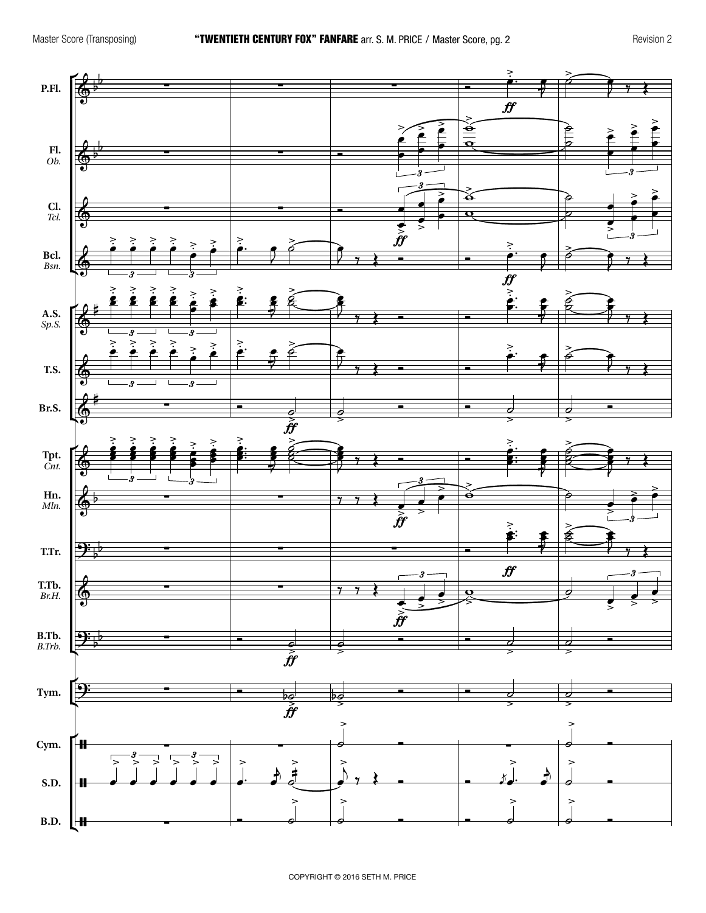COPYRIGHT © 2016 SETH M. PRICE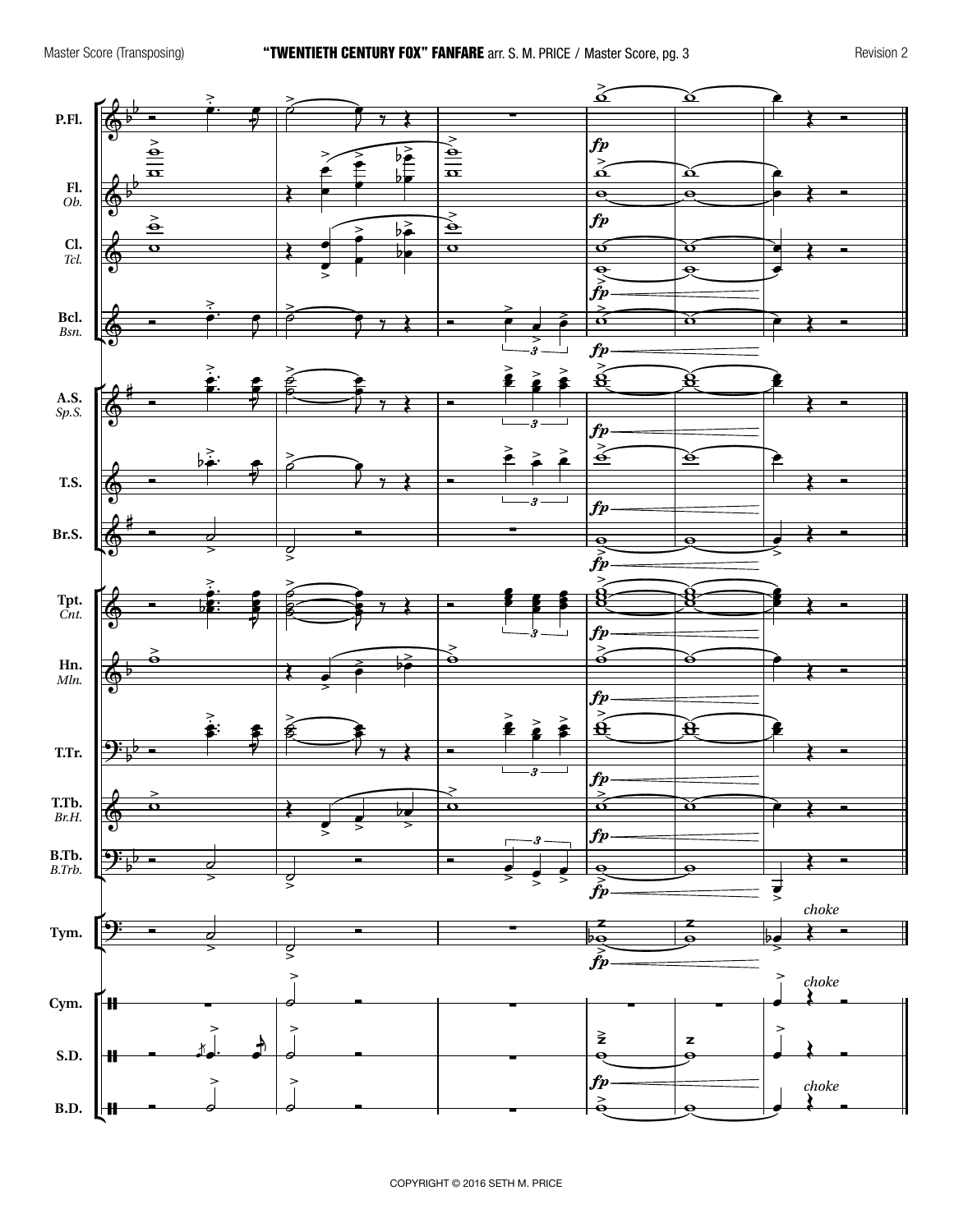P.Fl.

Fl.
*Ob.*

Cl.
*Tcl.*

Bcl.
*Bsn.*

A.S.
*Sp.S.*

T.S.

Br.S.

Tpt.
*Cnt.*

Hn.
*Mln.*

T.Tr.

T.Tb.
*Br.H.*

B.Tb.
*B.Trb.*

Tym.

Cym.

S.D.

B.D.

*fp*

*choke*

COPYRIGHT © 2016 SETH M. PRICE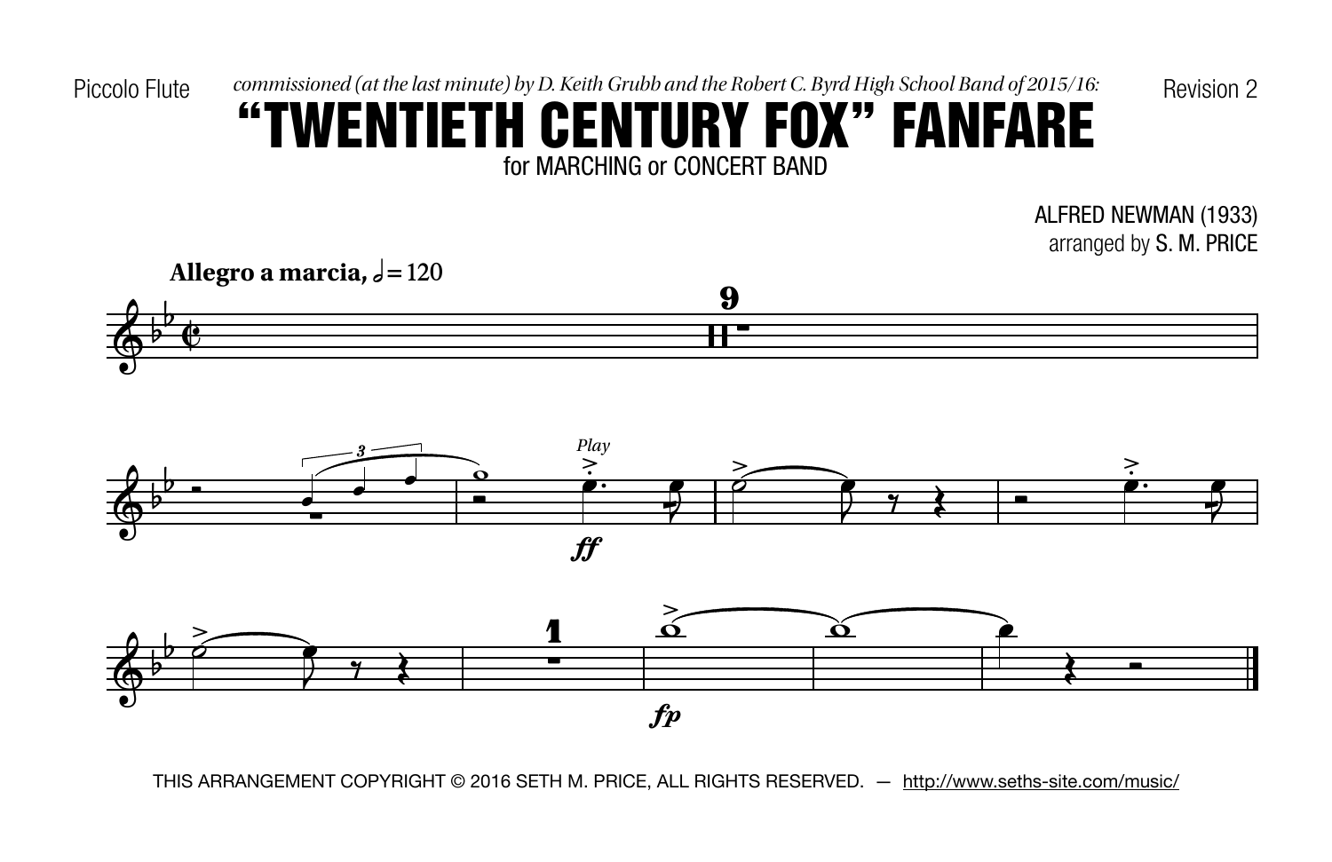Piccolo Flute

*commissioned (at the last minute) by D. Keith Grubb and the Robert C. Byrd High School Band of 2015/16:*

Revision 2

# "TWENTIETH CENTURY FOX" FANFARE

for MARCHING or CONCERT BAND

ALFRED NEWMAN (1933)
arranged by S. M. PRICE

**Allegro a marcia,** 𝅗𝅥 = 120

THIS ARRANGEMENT COPYRIGHT © 2016 SETH M. PRICE, ALL RIGHTS RESERVED. — http://www.seths-site.com/music/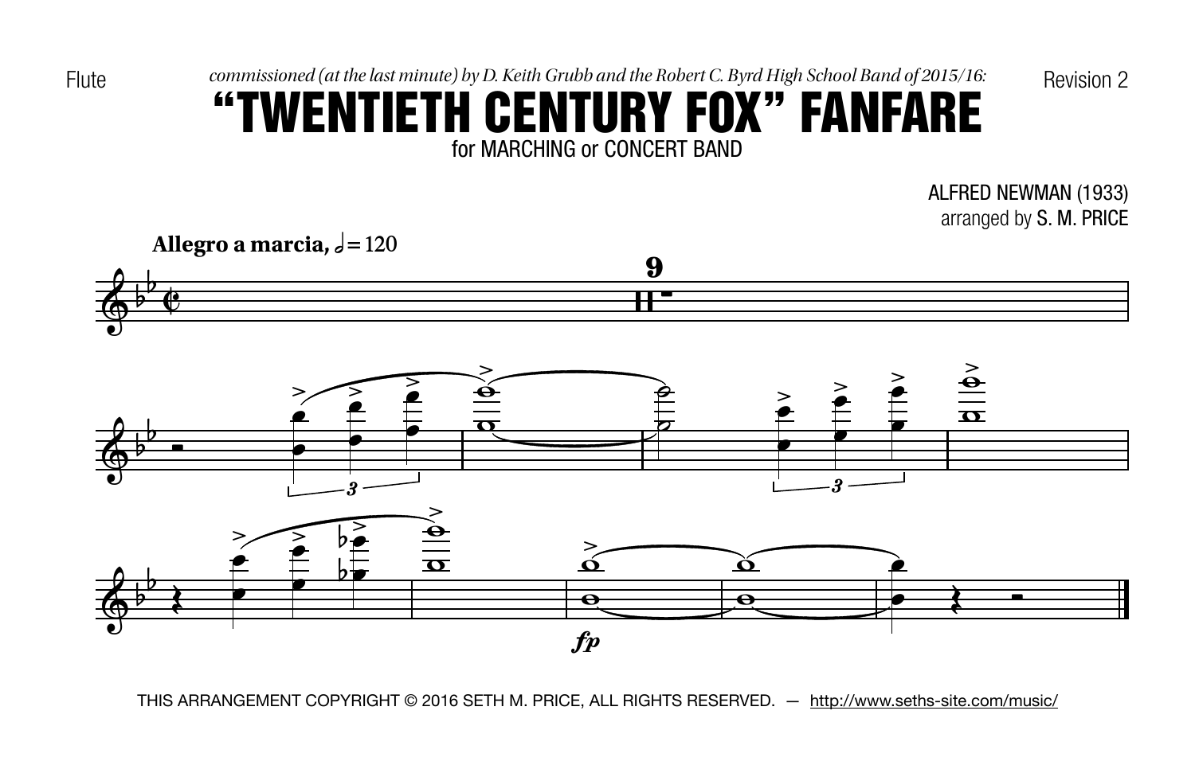Flute

*commissioned (at the last minute) by D. Keith Grubb and the Robert C. Byrd High School Band of 2015/16:*

Revision 2

# "TWENTIETH CENTURY FOX" FANFARE

for MARCHING or CONCERT BAND

ALFRED NEWMAN (1933)
arranged by S. M. PRICE

**Allegro a marcia,** 𝅗𝅥 = 120

9

*fp*

THIS ARRANGEMENT COPYRIGHT © 2016 SETH M. PRICE, ALL RIGHTS RESERVED. — http://www.seths-site.com/music/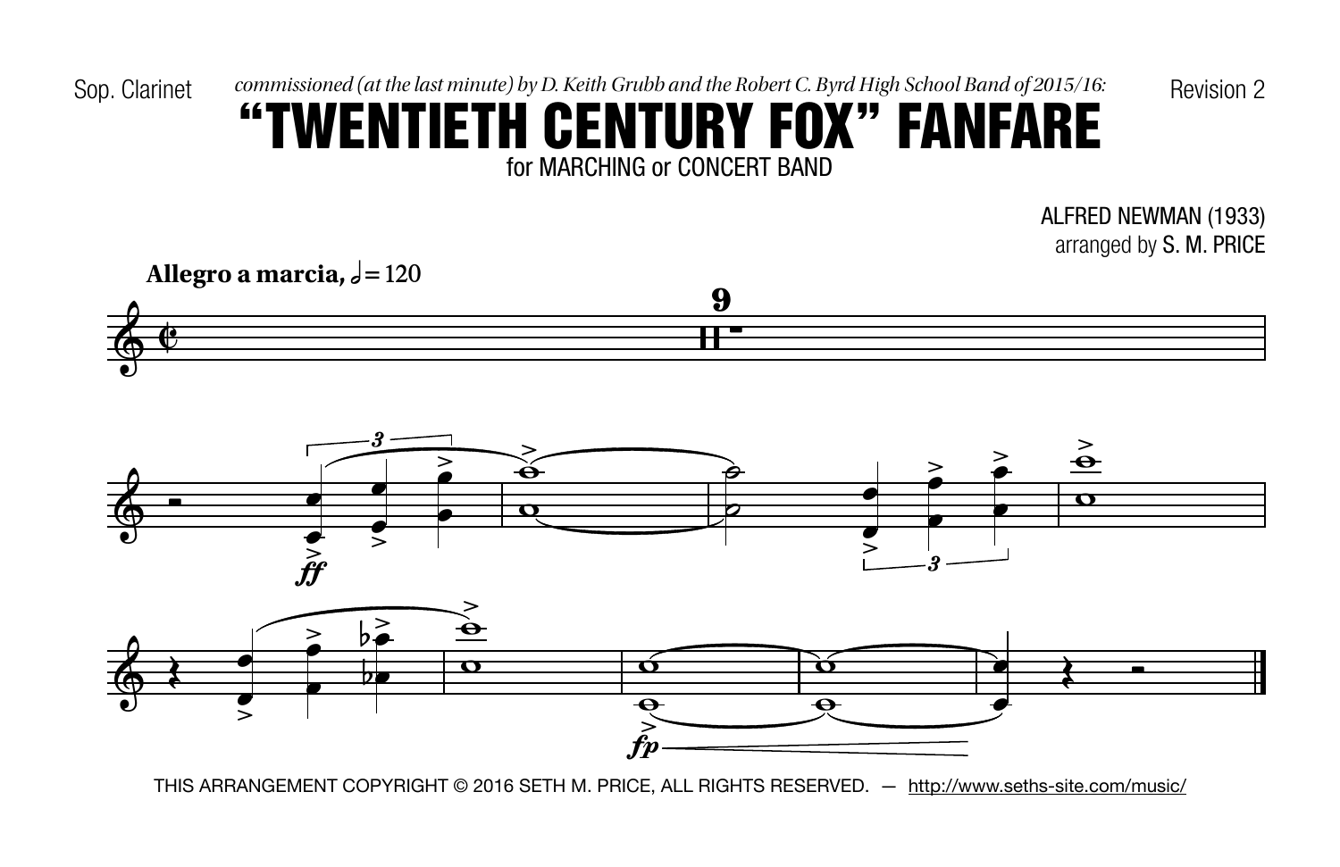Sop. Clarinet

*commissioned (at the last minute) by D. Keith Grubb and the Robert C. Byrd High School Band of 2015/16:*

Revision 2

# "TWENTIETH CENTURY FOX" FANFARE

for MARCHING or CONCERT BAND

ALFRED NEWMAN (1933)
arranged by S. M. PRICE

**Allegro a marcia,** 𝅗𝅥 = 120

THIS ARRANGEMENT COPYRIGHT © 2016 SETH M. PRICE, ALL RIGHTS RESERVED. — http://www.seths-site.com/music/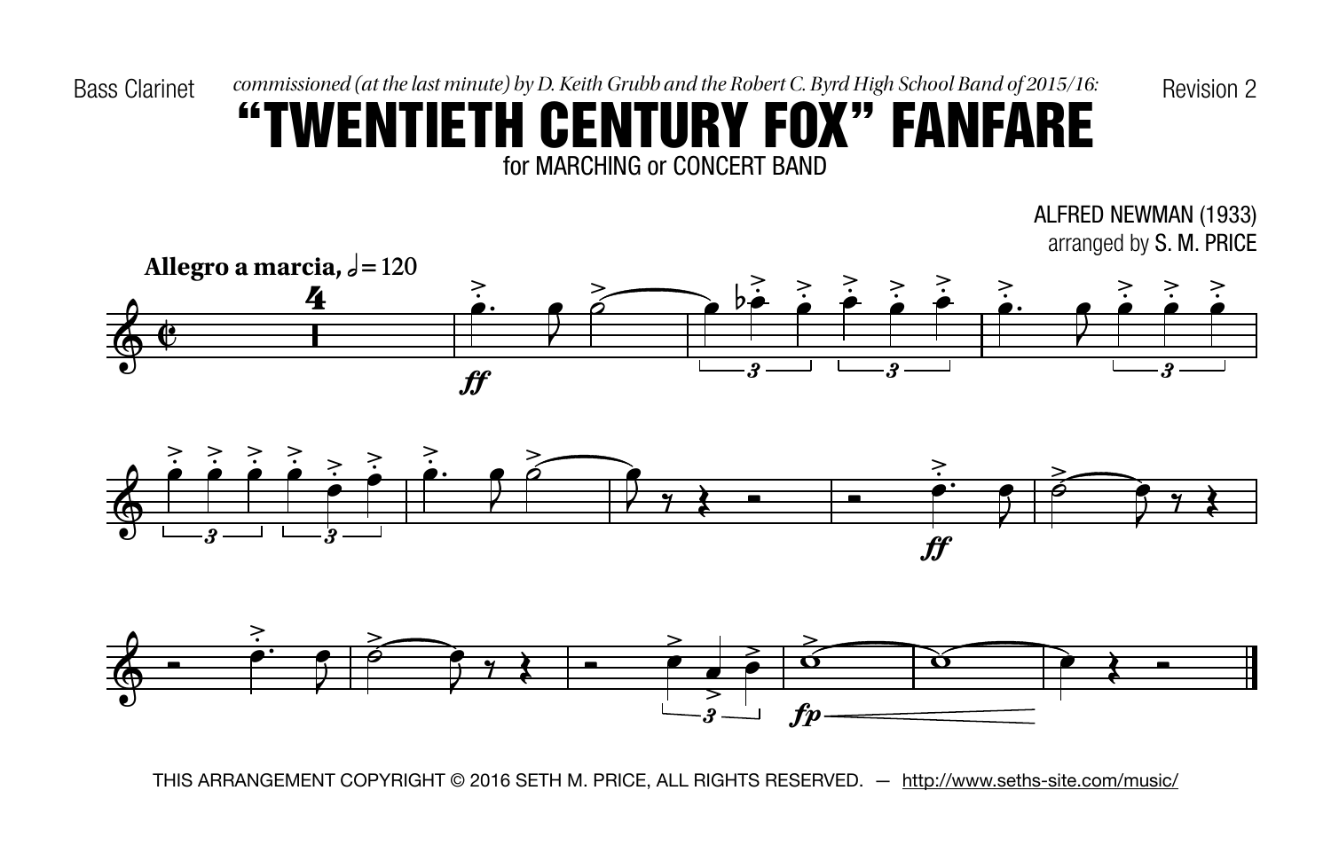Bass Clarinet

*commissioned (at the last minute) by D. Keith Grubb and the Robert C. Byrd High School Band of 2015/16:*

Revision 2

# "TWENTIETH CENTURY FOX" FANFARE

for MARCHING or CONCERT BAND

ALFRED NEWMAN (1933)
arranged by S. M. PRICE

**Allegro a marcia,** 𝅗𝅥 = 120

THIS ARRANGEMENT COPYRIGHT © 2016 SETH M. PRICE, ALL RIGHTS RESERVED. — http://www.seths-site.com/music/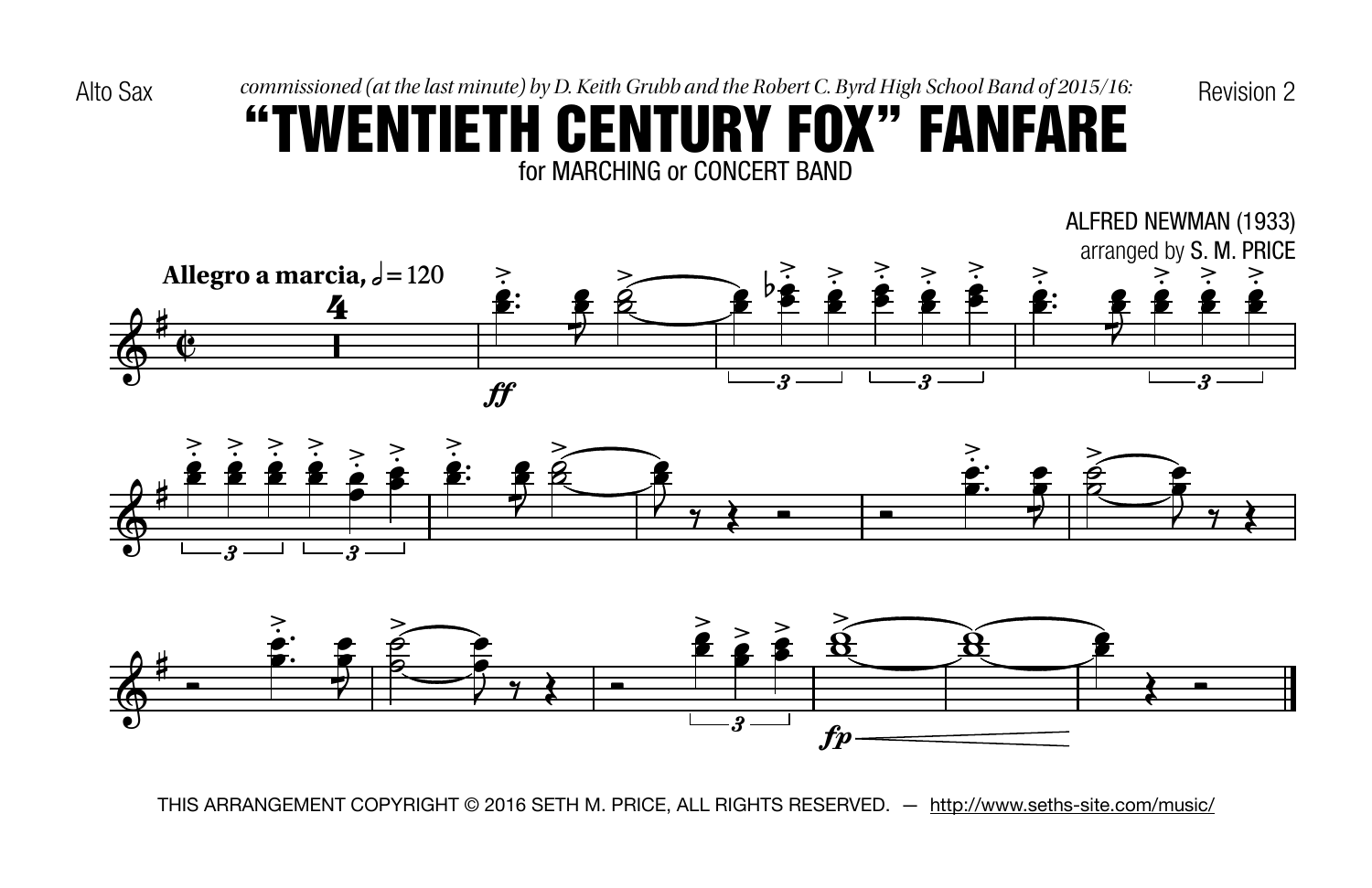Alto Sax

*commissioned (at the last minute) by D. Keith Grubb and the Robert C. Byrd High School Band of 2015/16:*

Revision 2

# "TWENTIETH CENTURY FOX" FANFARE

for MARCHING or CONCERT BAND

ALFRED NEWMAN (1933)

arranged by S. M. PRICE

**Allegro a marcia,** 𝅗𝅥 = 120

THIS ARRANGEMENT COPYRIGHT © 2016 SETH M. PRICE, ALL RIGHTS RESERVED. — http://www.seths-site.com/music/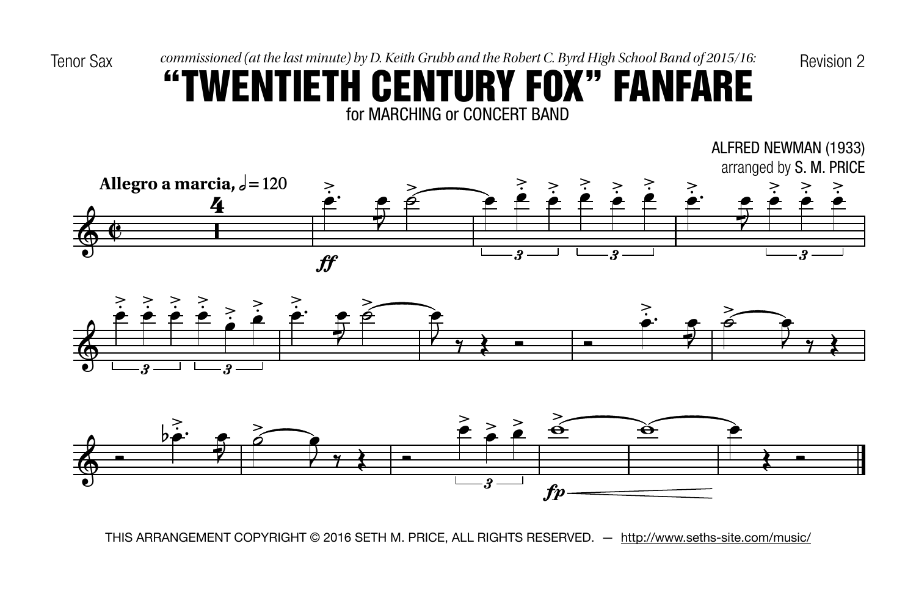Tenor Sax

*commissioned (at the last minute) by D. Keith Grubb and the Robert C. Byrd High School Band of 2015/16:*

Revision 2

# "TWENTIETH CENTURY FOX" FANFARE

for MARCHING or CONCERT BAND

ALFRED NEWMAN (1933)

arranged by S. M. PRICE

**Allegro a marcia,** 𝅗𝅥 = 120

THIS ARRANGEMENT COPYRIGHT © 2016 SETH M. PRICE, ALL RIGHTS RESERVED. — http://www.seths-site.com/music/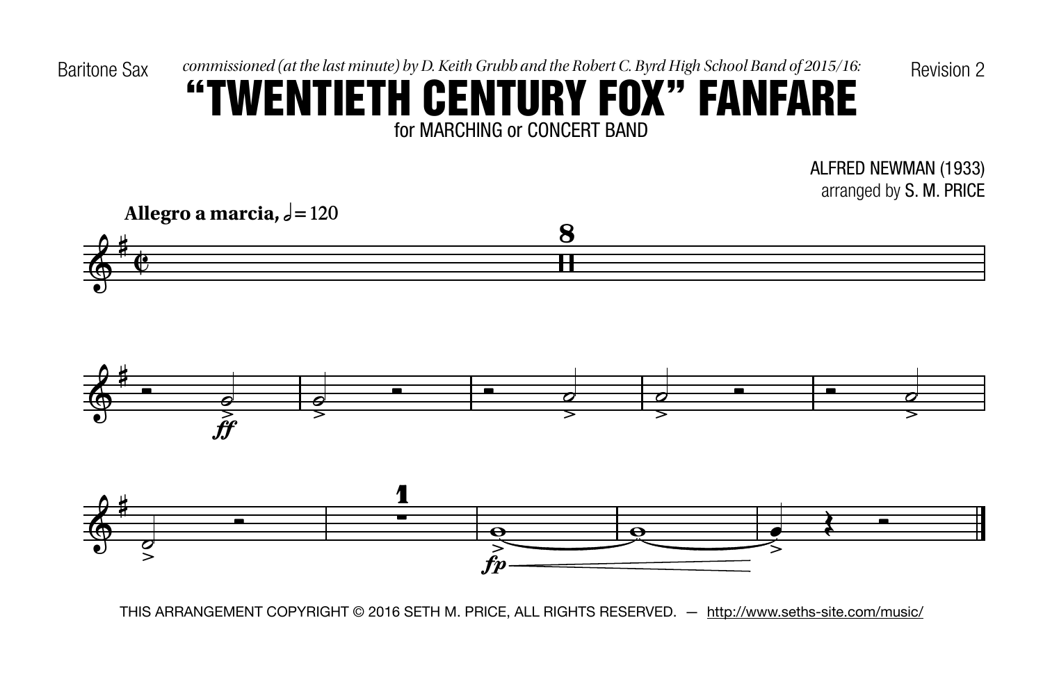Baritone Sax

*commissioned (at the last minute) by D. Keith Grubb and the Robert C. Byrd High School Band of 2015/16:*

Revision 2

# "TWENTIETH CENTURY FOX" FANFARE

for MARCHING or CONCERT BAND

ALFRED NEWMAN (1933)
arranged by S. M. PRICE

**Allegro a marcia,** 𝅗𝅥 = 120

THIS ARRANGEMENT COPYRIGHT © 2016 SETH M. PRICE, ALL RIGHTS RESERVED. — http://www.seths-site.com/music/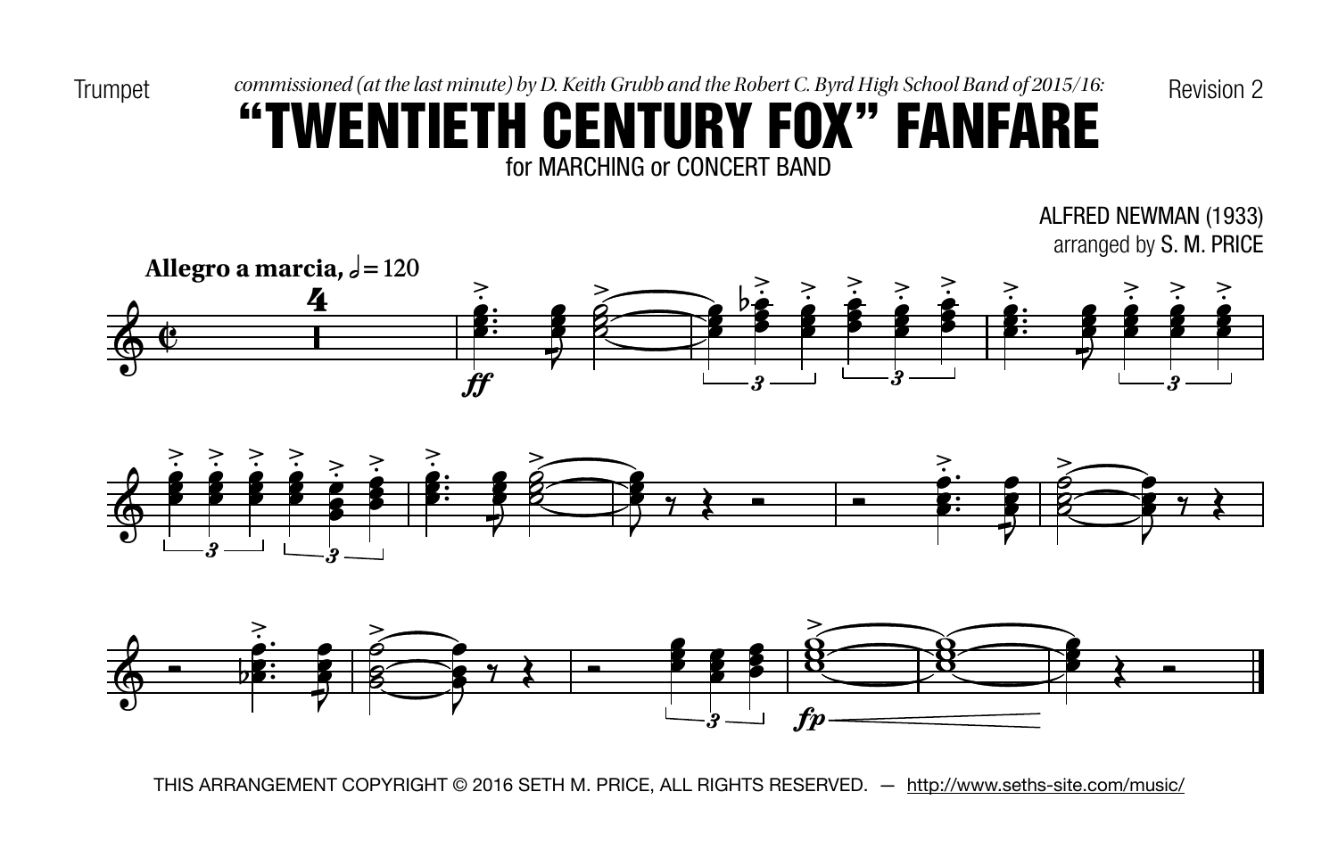Trumpet

*commissioned (at the last minute) by D. Keith Grubb and the Robert C. Byrd High School Band of 2015/16:*

Revision 2

# "TWENTIETH CENTURY FOX" FANFARE

for MARCHING or CONCERT BAND

ALFRED NEWMAN (1933)
arranged by S. M. PRICE

**Allegro a marcia,** 𝅗𝅥 = 120

THIS ARRANGEMENT COPYRIGHT © 2016 SETH M. PRICE, ALL RIGHTS RESERVED. — http://www.seths-site.com/music/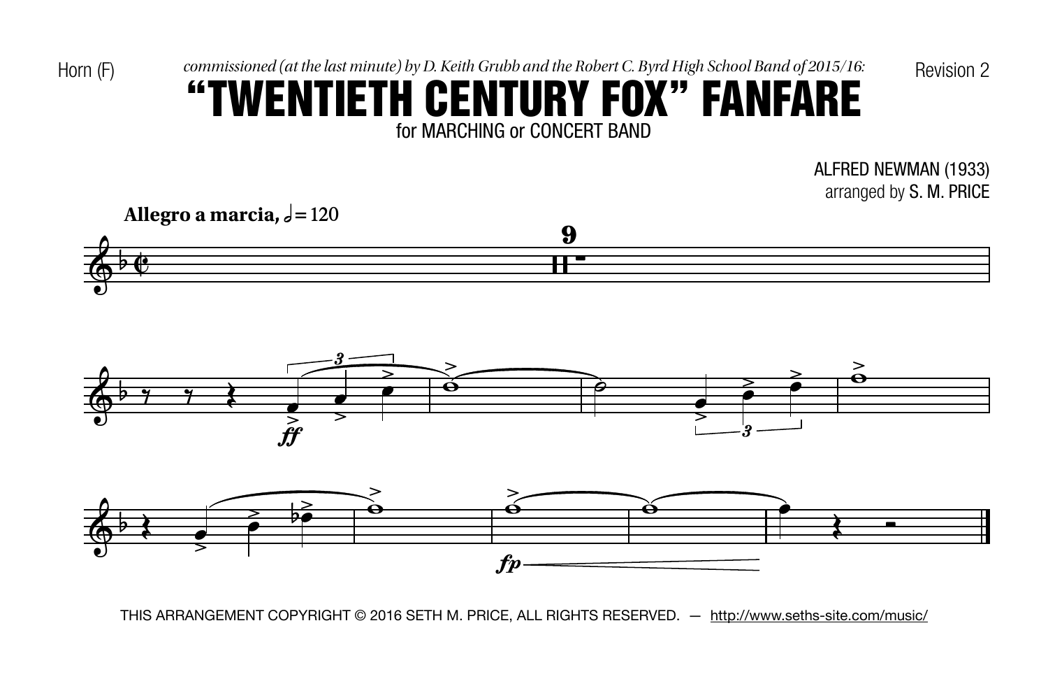Horn (F)

*commissioned (at the last minute) by D. Keith Grubb and the Robert C. Byrd High School Band of 2015/16:*

Revision 2

# "TWENTIETH CENTURY FOX" FANFARE

for MARCHING or CONCERT BAND

ALFRED NEWMAN (1933)
arranged by S. M. PRICE

**Allegro a marcia,** 𝅗𝅥 = 120

THIS ARRANGEMENT COPYRIGHT © 2016 SETH M. PRICE, ALL RIGHTS RESERVED. — http://www.seths-site.com/music/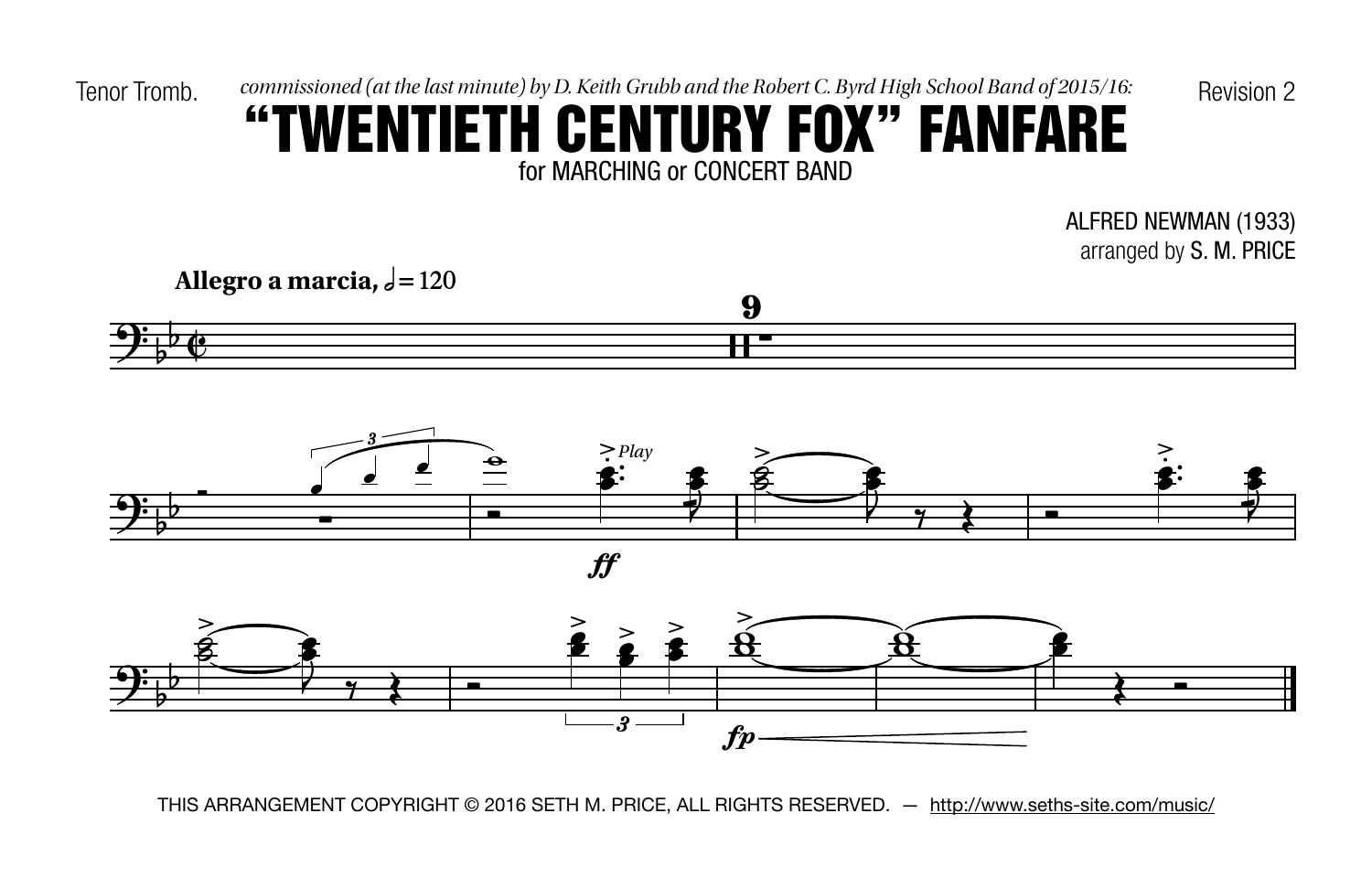Tenor Tromb.

*commissioned (at the last minute) by D. Keith Grubb and the Robert C. Byrd High School Band of 2015/16:*

Revision 2

# "TWENTIETH CENTURY FOX" FANFARE

for MARCHING or CONCERT BAND

ALFRED NEWMAN (1933)

arranged by S. M. PRICE

**Allegro a marcia,** 𝅗𝅥 = 120

THIS ARRANGEMENT COPYRIGHT © 2016 SETH M. PRICE, ALL RIGHTS RESERVED. — http://www.seths-site.com/music/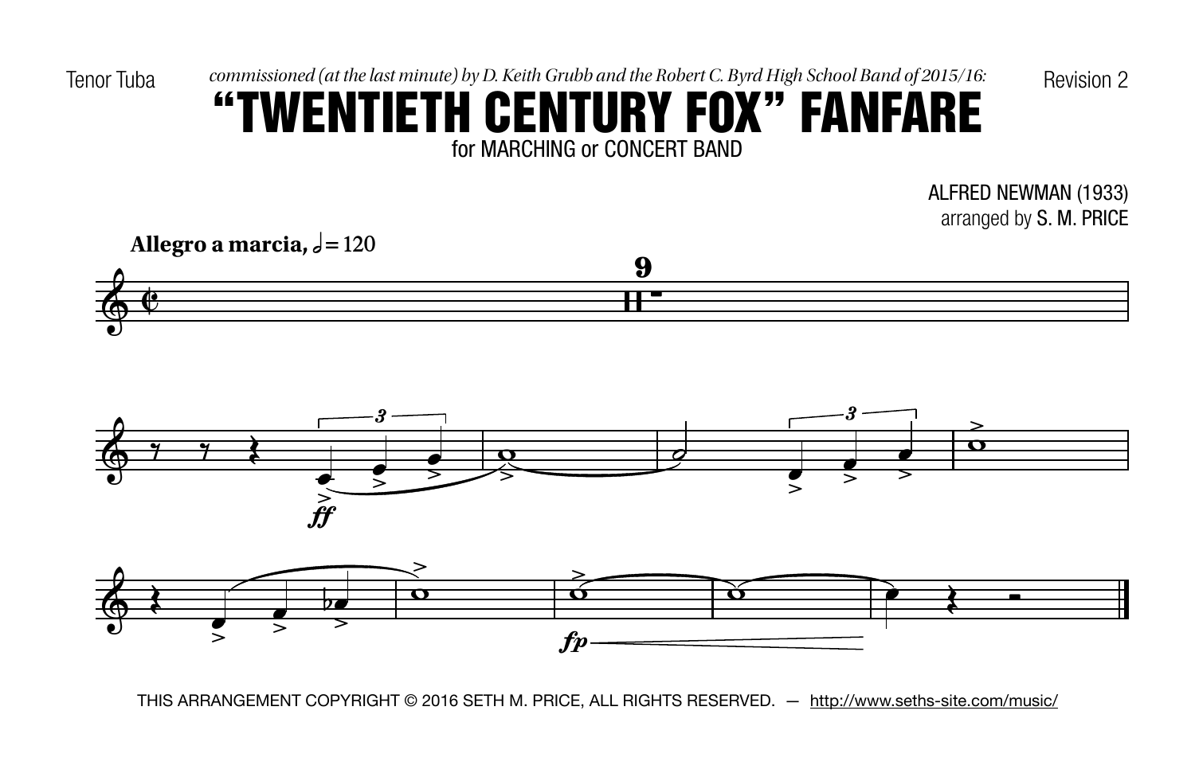Tenor Tuba

*commissioned (at the last minute) by D. Keith Grubb and the Robert C. Byrd High School Band of 2015/16:*

Revision 2

# "TWENTIETH CENTURY FOX" FANFARE

for MARCHING or CONCERT BAND

ALFRED NEWMAN (1933)
arranged by S. M. PRICE

**Allegro a marcia,** 𝅗𝅥 = 120

THIS ARRANGEMENT COPYRIGHT © 2016 SETH M. PRICE, ALL RIGHTS RESERVED. — http://www.seths-site.com/music/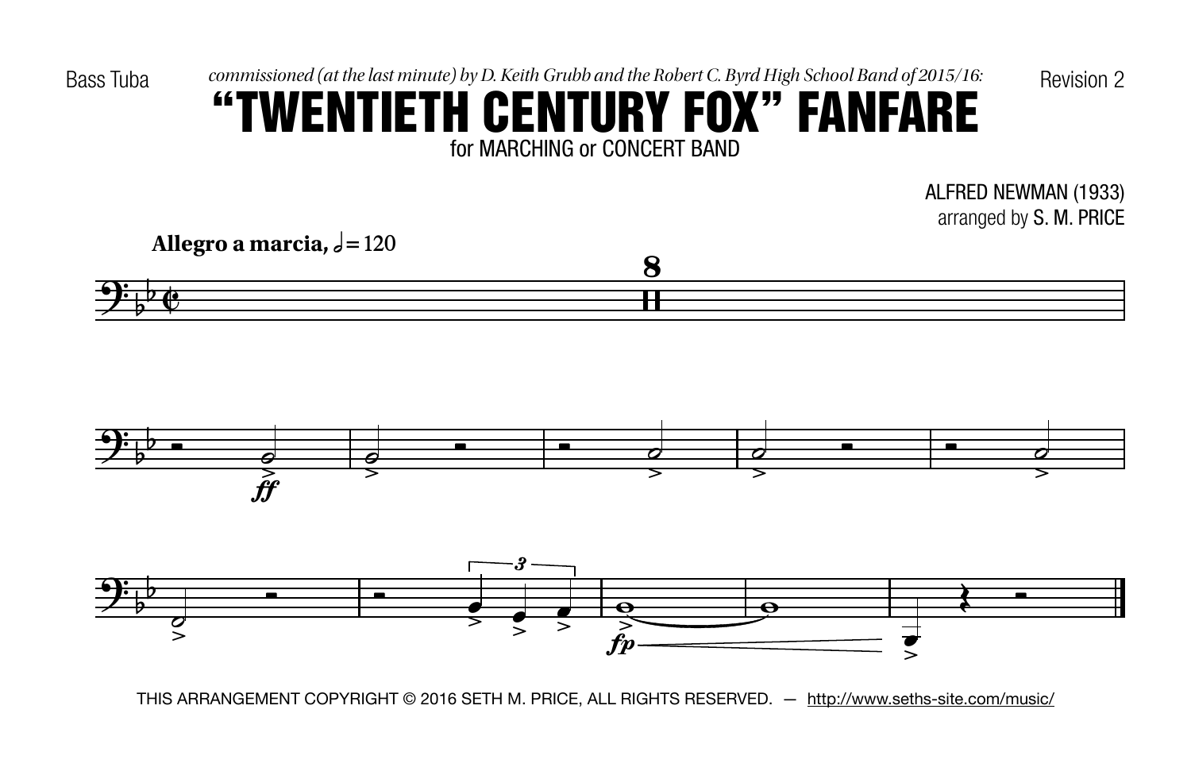Bass Tuba

*commissioned (at the last minute) by D. Keith Grubb and the Robert C. Byrd High School Band of 2015/16:*

Revision 2

# "TWENTIETH CENTURY FOX" FANFARE

for MARCHING or CONCERT BAND

ALFRED NEWMAN (1933)
arranged by S. M. PRICE

**Allegro a marcia,** ♩ = 120

THIS ARRANGEMENT COPYRIGHT © 2016 SETH M. PRICE, ALL RIGHTS RESERVED. — http://www.seths-site.com/music/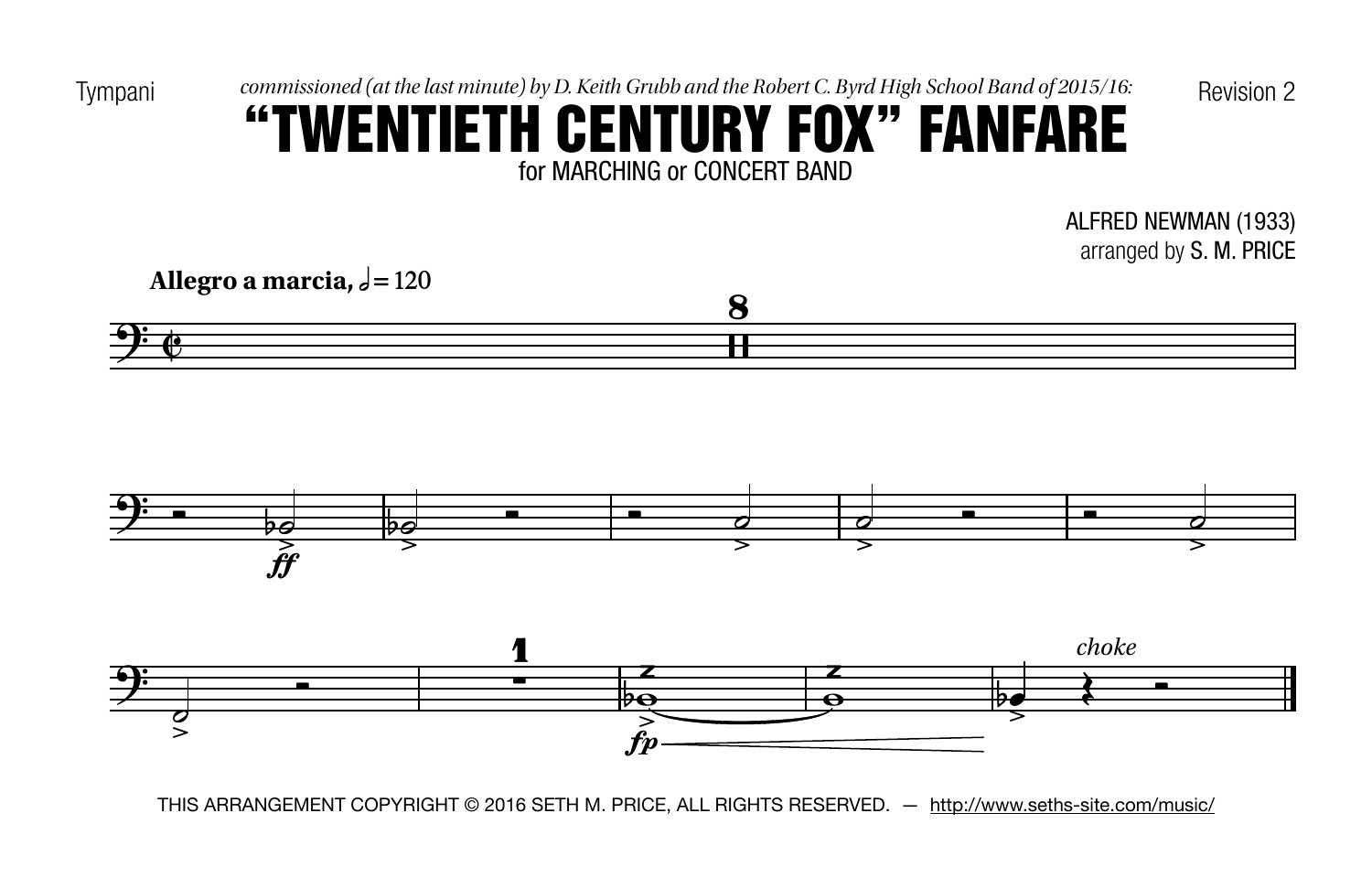Tympani

*commissioned (at the last minute) by D. Keith Grubb and the Robert C. Byrd High School Band of 2015/16:*

Revision 2

# "TWENTIETH CENTURY FOX" FANFARE

for MARCHING or CONCERT BAND

ALFRED NEWMAN (1933)
arranged by S. M. PRICE

**Allegro a marcia,** 𝅗𝅥 = 120

THIS ARRANGEMENT COPYRIGHT © 2016 SETH M. PRICE, ALL RIGHTS RESERVED. — http://www.seths-site.com/music/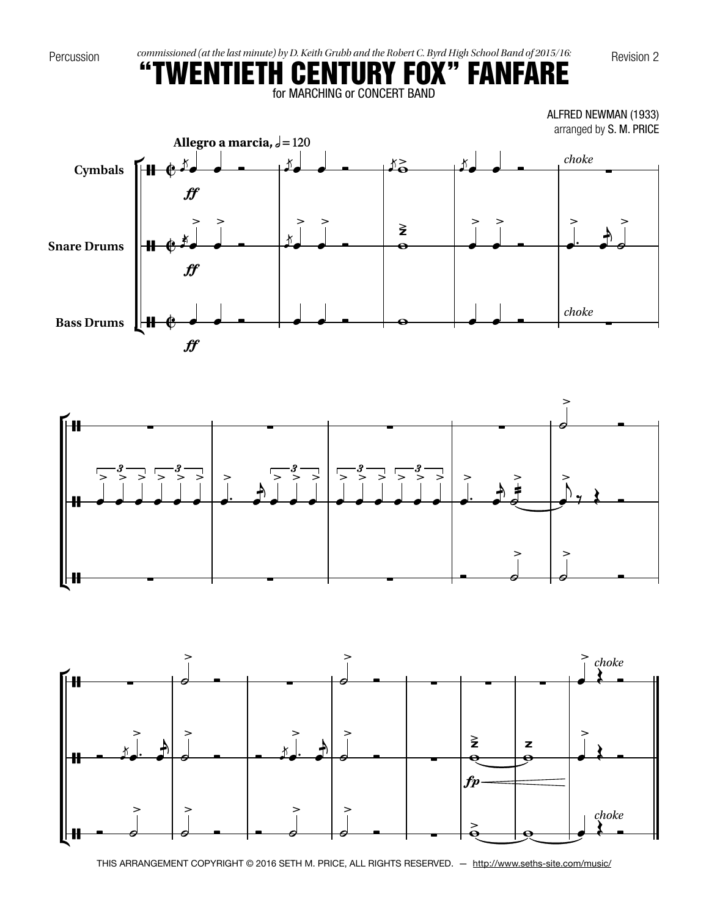Percussion

*commissioned (at the last minute) by D. Keith Grubb and the Robert C. Byrd High School Band of 2015/16:*

Revision 2

# "TWENTIETH CENTURY FOX" FANFARE

for MARCHING or CONCERT BAND

ALFRED NEWMAN (1933)
arranged by S. M. PRICE

**Allegro a marcia,** 𝅗𝅥 = 120

Cymbals

Snare Drums

Bass Drums

*ff*

*choke*

*fp*

THIS ARRANGEMENT COPYRIGHT © 2016 SETH M. PRICE, ALL RIGHTS RESERVED. — http://www.seths-site.com/music/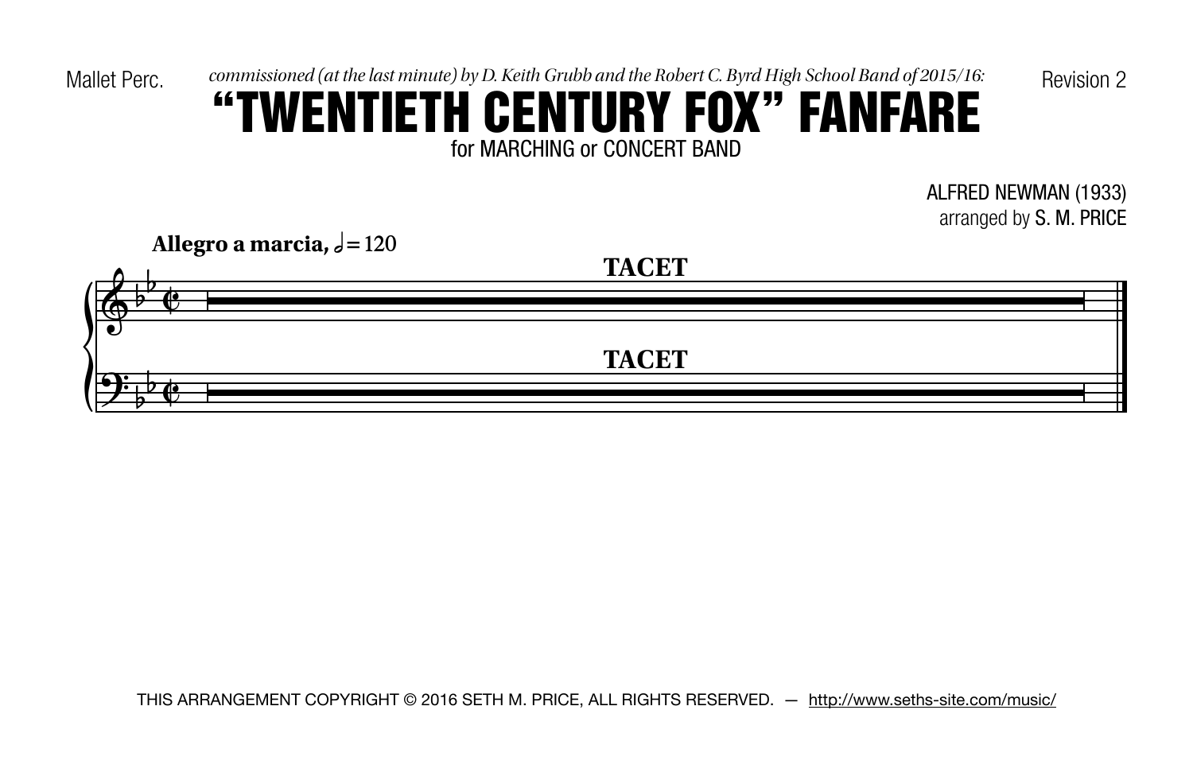Mallet Perc.

*commissioned (at the last minute) by D. Keith Grubb and the Robert C. Byrd High School Band of 2015/16:*

Revision 2

# "TWENTIETH CENTURY FOX" FANFARE

for MARCHING or CONCERT BAND

ALFRED NEWMAN (1933)
arranged by S. M. PRICE

**Allegro a marcia,** 𝅗𝅥 = 120

**TACET**

**TACET**

THIS ARRANGEMENT COPYRIGHT © 2016 SETH M. PRICE, ALL RIGHTS RESERVED. — http://www.seths-site.com/music/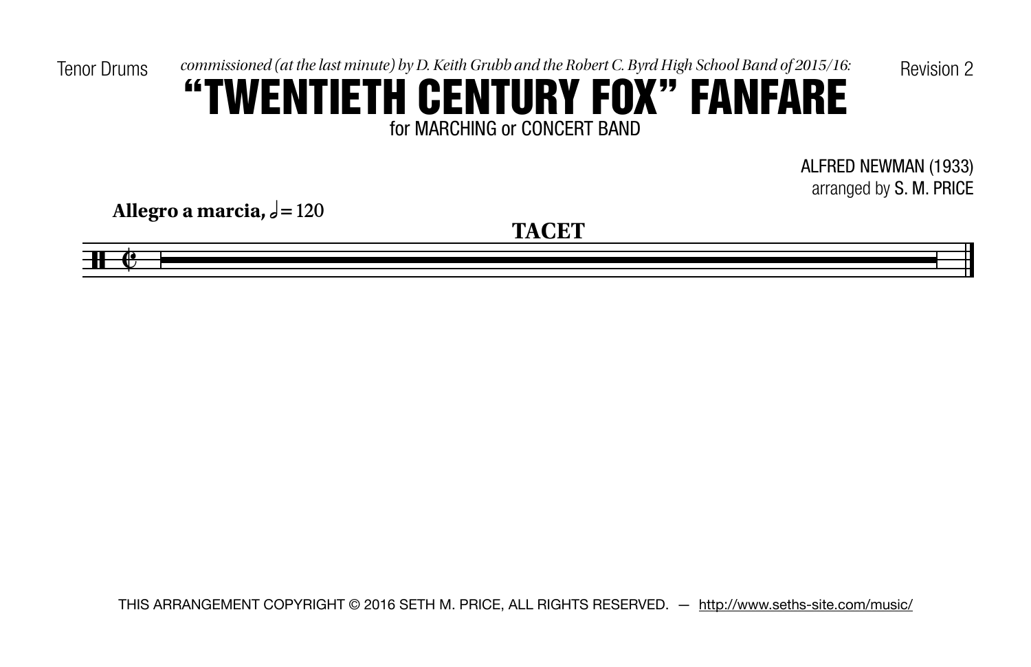Tenor Drums

*commissioned (at the last minute) by D. Keith Grubb and the Robert C. Byrd High School Band of 2015/16:*

Revision 2

# "TWENTIETH CENTURY FOX" FANFARE

for MARCHING or CONCERT BAND

ALFRED NEWMAN (1933)
arranged by S. M. PRICE

**Allegro a marcia,** 𝅗𝅥 = 120

**TACET**

THIS ARRANGEMENT COPYRIGHT © 2016 SETH M. PRICE, ALL RIGHTS RESERVED. — http://www.seths-site.com/music/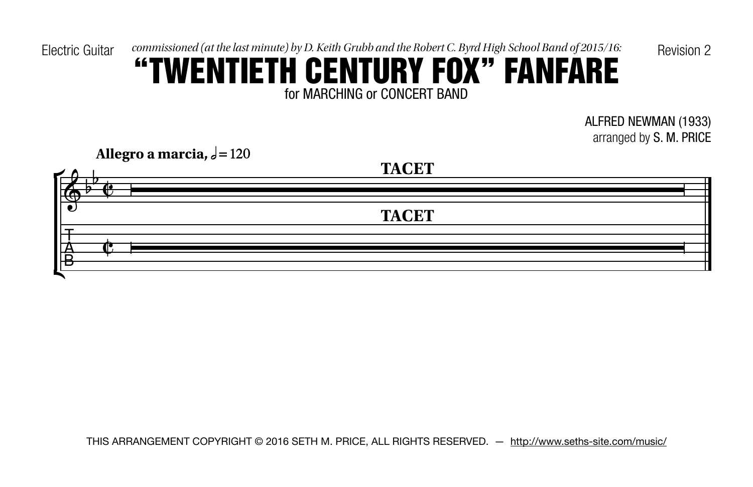Electric Guitar

*commissioned (at the last minute) by D. Keith Grubb and the Robert C. Byrd High School Band of 2015/16:*

Revision 2

# "TWENTIETH CENTURY FOX" FANFARE

for MARCHING or CONCERT BAND

ALFRED NEWMAN (1933)
arranged by S. M. PRICE

**Allegro a marcia,** 𝅗𝅥 = 120

**TACET**

**TACET**

THIS ARRANGEMENT COPYRIGHT © 2016 SETH M. PRICE, ALL RIGHTS RESERVED. — http://www.seths-site.com/music/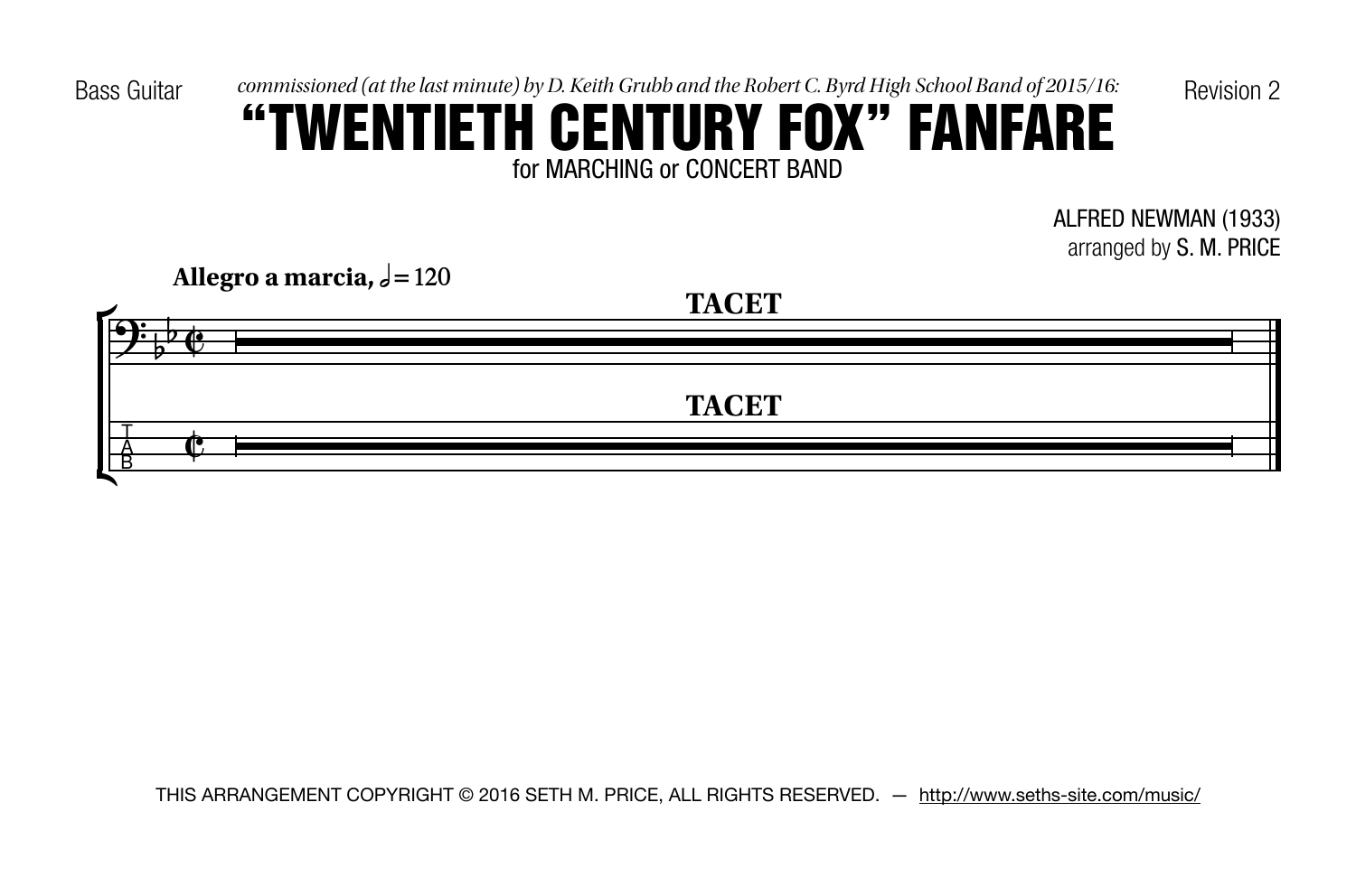Bass Guitar

*commissioned (at the last minute) by D. Keith Grubb and the Robert C. Byrd High School Band of 2015/16:*

Revision 2

# "TWENTIETH CENTURY FOX" FANFARE

for MARCHING or CONCERT BAND

ALFRED NEWMAN (1933)
arranged by S. M. PRICE

**Allegro a marcia,** 𝅗𝅥 = 120

**TACET**

**TACET**

THIS ARRANGEMENT COPYRIGHT © 2016 SETH M. PRICE, ALL RIGHTS RESERVED. — http://www.seths-site.com/music/